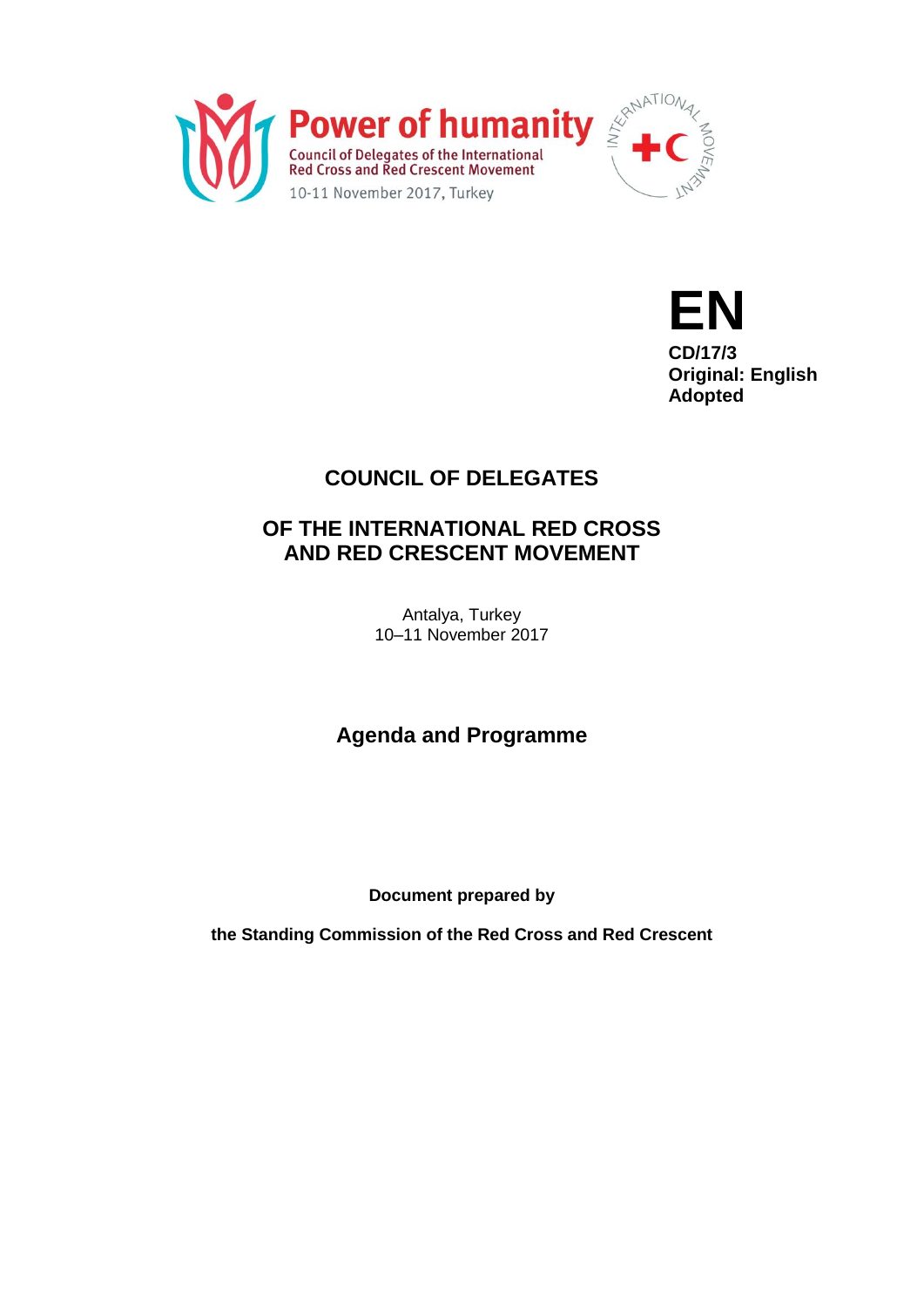Power of humanity

Council of Delegates of the International Red Cross and Red Crescent Movement

10-11 November 2017, Turkey

**EN**

**CD/17/3**
**Original: English**
**Adopted**

# COUNCIL OF DELEGATES

# OF THE INTERNATIONAL RED CROSS AND RED CRESCENT MOVEMENT

Antalya, Turkey
10–11 November 2017

## Agenda and Programme

**Document prepared by**

**the Standing Commission of the Red Cross and Red Crescent**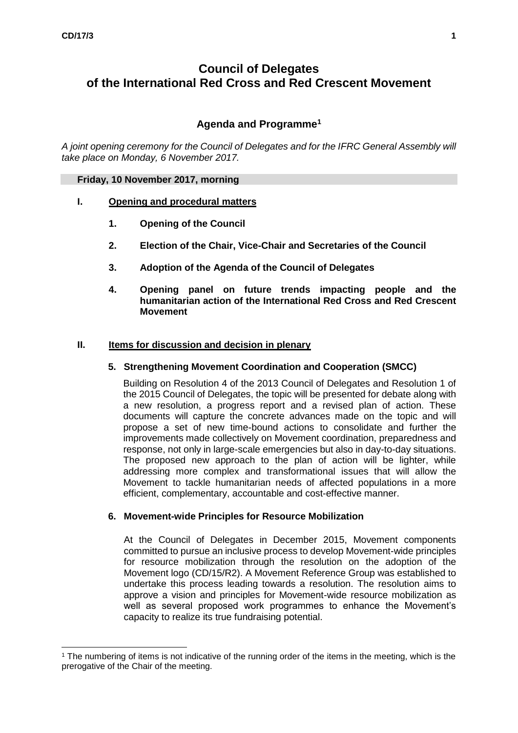# Council of Delegates of the International Red Cross and Red Crescent Movement

## Agenda and Programme[1]

*A joint opening ceremony for the Council of Delegates and for the IFRC General Assembly will take place on Monday, 6 November 2017.*

**Friday, 10 November 2017, morning**

### I. Opening and procedural matters

**1. Opening of the Council**

**2. Election of the Chair, Vice-Chair and Secretaries of the Council**

**3. Adoption of the Agenda of the Council of Delegates**

**4. Opening panel on future trends impacting people and the humanitarian action of the International Red Cross and Red Crescent Movement**

### II. Items for discussion and decision in plenary

**5. Strengthening Movement Coordination and Cooperation (SMCC)**

Building on Resolution 4 of the 2013 Council of Delegates and Resolution 1 of the 2015 Council of Delegates, the topic will be presented for debate along with a new resolution, a progress report and a revised plan of action. These documents will capture the concrete advances made on the topic and will propose a set of new time-bound actions to consolidate and further the improvements made collectively on Movement coordination, preparedness and response, not only in large-scale emergencies but also in day-to-day situations. The proposed new approach to the plan of action will be lighter, while addressing more complex and transformational issues that will allow the Movement to tackle humanitarian needs of affected populations in a more efficient, complementary, accountable and cost-effective manner.

**6. Movement-wide Principles for Resource Mobilization**

At the Council of Delegates in December 2015, Movement components committed to pursue an inclusive process to develop Movement-wide principles for resource mobilization through the resolution on the adoption of the Movement logo (CD/15/R2). A Movement Reference Group was established to undertake this process leading towards a resolution. The resolution aims to approve a vision and principles for Movement-wide resource mobilization as well as several proposed work programmes to enhance the Movement's capacity to realize its true fundraising potential.

---

[1] The numbering of items is not indicative of the running order of the items in the meeting, which is the prerogative of the Chair of the meeting.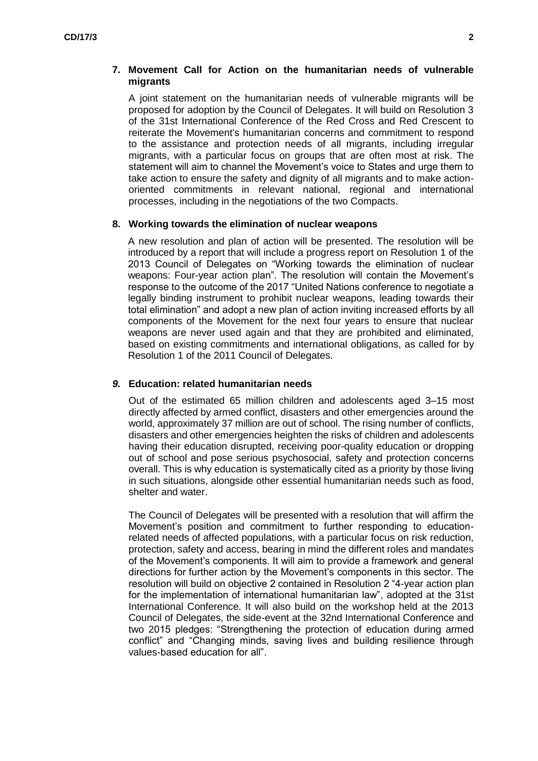## 7. Movement Call for Action on the humanitarian needs of vulnerable migrants

A joint statement on the humanitarian needs of vulnerable migrants will be proposed for adoption by the Council of Delegates. It will build on Resolution 3 of the 31st International Conference of the Red Cross and Red Crescent to reiterate the Movement's humanitarian concerns and commitment to respond to the assistance and protection needs of all migrants, including irregular migrants, with a particular focus on groups that are often most at risk. The statement will aim to channel the Movement's voice to States and urge them to take action to ensure the safety and dignity of all migrants and to make action-oriented commitments in relevant national, regional and international processes, including in the negotiations of the two Compacts.

## 8. Working towards the elimination of nuclear weapons

A new resolution and plan of action will be presented. The resolution will be introduced by a report that will include a progress report on Resolution 1 of the 2013 Council of Delegates on "Working towards the elimination of nuclear weapons: Four-year action plan". The resolution will contain the Movement's response to the outcome of the 2017 "United Nations conference to negotiate a legally binding instrument to prohibit nuclear weapons, leading towards their total elimination" and adopt a new plan of action inviting increased efforts by all components of the Movement for the next four years to ensure that nuclear weapons are never used again and that they are prohibited and eliminated, based on existing commitments and international obligations, as called for by Resolution 1 of the 2011 Council of Delegates.

## *9.* Education: related humanitarian needs

Out of the estimated 65 million children and adolescents aged 3–15 most directly affected by armed conflict, disasters and other emergencies around the world, approximately 37 million are out of school. The rising number of conflicts, disasters and other emergencies heighten the risks of children and adolescents having their education disrupted, receiving poor-quality education or dropping out of school and pose serious psychosocial, safety and protection concerns overall. This is why education is systematically cited as a priority by those living in such situations, alongside other essential humanitarian needs such as food, shelter and water.

The Council of Delegates will be presented with a resolution that will affirm the Movement's position and commitment to further responding to education-related needs of affected populations, with a particular focus on risk reduction, protection, safety and access, bearing in mind the different roles and mandates of the Movement's components. It will aim to provide a framework and general directions for further action by the Movement's components in this sector. The resolution will build on objective 2 contained in Resolution 2 "4-year action plan for the implementation of international humanitarian law", adopted at the 31st International Conference. It will also build on the workshop held at the 2013 Council of Delegates, the side-event at the 32nd International Conference and two 2015 pledges: "Strengthening the protection of education during armed conflict" and "Changing minds, saving lives and building resilience through values-based education for all".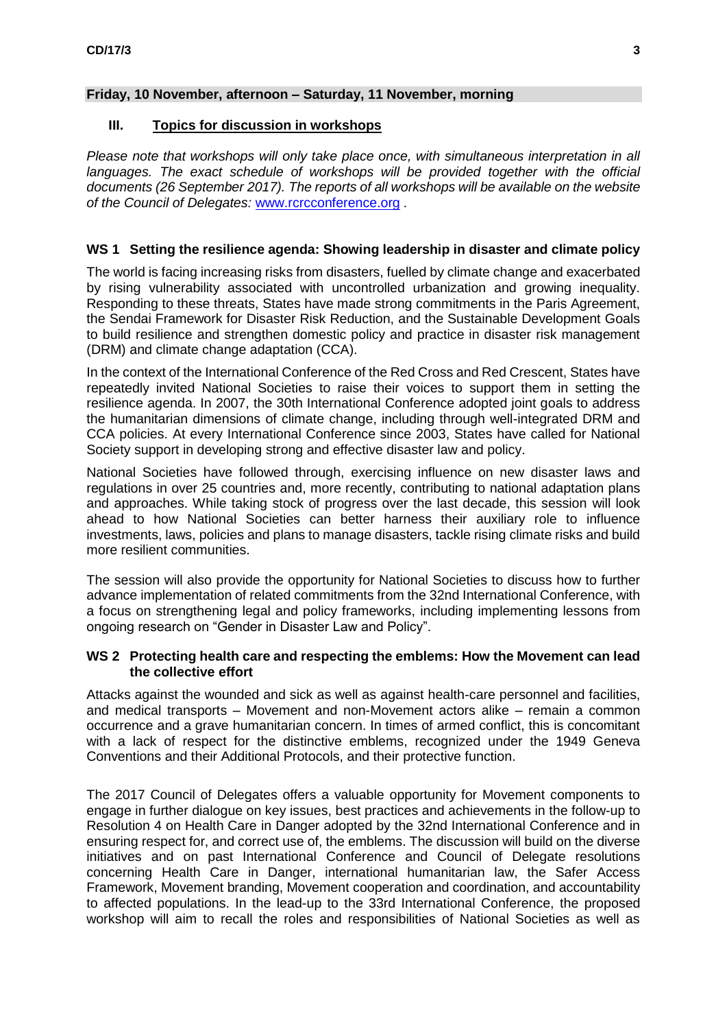**Friday, 10 November, afternoon – Saturday, 11 November, morning**

## III. Topics for discussion in workshops

*Please note that workshops will only take place once, with simultaneous interpretation in all languages. The exact schedule of workshops will be provided together with the official documents (26 September 2017). The reports of all workshops will be available on the website of the Council of Delegates:* www.rcrcconference.org *.*

### WS 1 Setting the resilience agenda: Showing leadership in disaster and climate policy

The world is facing increasing risks from disasters, fuelled by climate change and exacerbated by rising vulnerability associated with uncontrolled urbanization and growing inequality. Responding to these threats, States have made strong commitments in the Paris Agreement, the Sendai Framework for Disaster Risk Reduction, and the Sustainable Development Goals to build resilience and strengthen domestic policy and practice in disaster risk management (DRM) and climate change adaptation (CCA).

In the context of the International Conference of the Red Cross and Red Crescent, States have repeatedly invited National Societies to raise their voices to support them in setting the resilience agenda. In 2007, the 30th International Conference adopted joint goals to address the humanitarian dimensions of climate change, including through well-integrated DRM and CCA policies. At every International Conference since 2003, States have called for National Society support in developing strong and effective disaster law and policy.

National Societies have followed through, exercising influence on new disaster laws and regulations in over 25 countries and, more recently, contributing to national adaptation plans and approaches. While taking stock of progress over the last decade, this session will look ahead to how National Societies can better harness their auxiliary role to influence investments, laws, policies and plans to manage disasters, tackle rising climate risks and build more resilient communities.

The session will also provide the opportunity for National Societies to discuss how to further advance implementation of related commitments from the 32nd International Conference, with a focus on strengthening legal and policy frameworks, including implementing lessons from ongoing research on "Gender in Disaster Law and Policy".

### WS 2 Protecting health care and respecting the emblems: How the Movement can lead the collective effort

Attacks against the wounded and sick as well as against health-care personnel and facilities, and medical transports – Movement and non-Movement actors alike – remain a common occurrence and a grave humanitarian concern. In times of armed conflict, this is concomitant with a lack of respect for the distinctive emblems, recognized under the 1949 Geneva Conventions and their Additional Protocols, and their protective function.

The 2017 Council of Delegates offers a valuable opportunity for Movement components to engage in further dialogue on key issues, best practices and achievements in the follow-up to Resolution 4 on Health Care in Danger adopted by the 32nd International Conference and in ensuring respect for, and correct use of, the emblems. The discussion will build on the diverse initiatives and on past International Conference and Council of Delegate resolutions concerning Health Care in Danger, international humanitarian law, the Safer Access Framework, Movement branding, Movement cooperation and coordination, and accountability to affected populations. In the lead-up to the 33rd International Conference, the proposed workshop will aim to recall the roles and responsibilities of National Societies as well as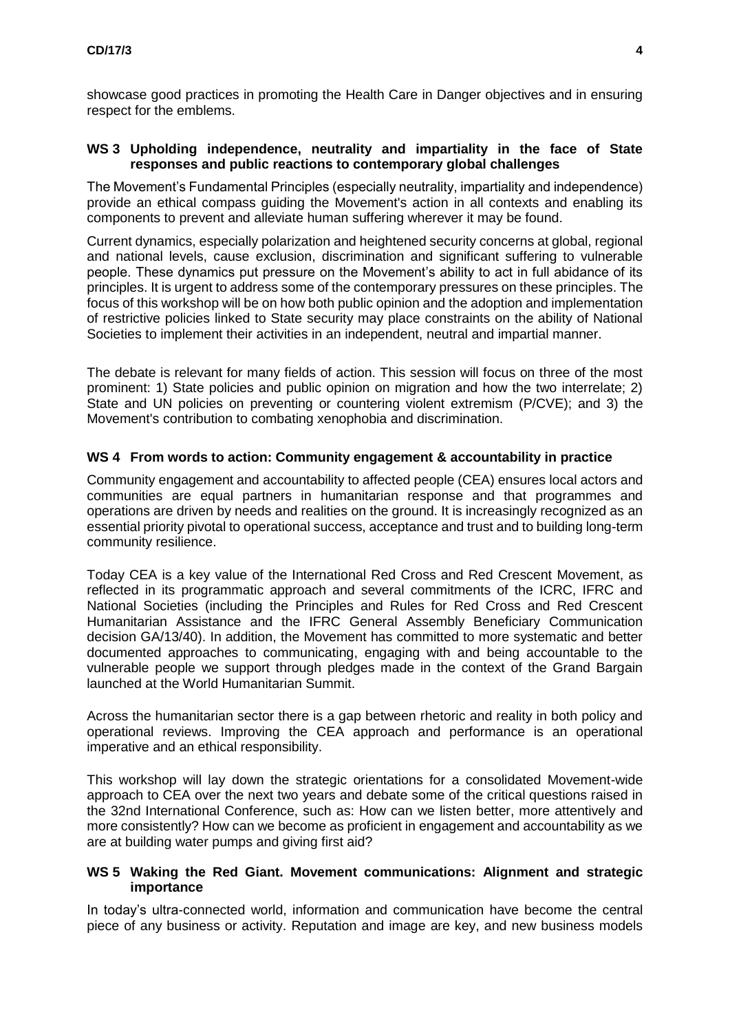showcase good practices in promoting the Health Care in Danger objectives and in ensuring respect for the emblems.

### WS 3 Upholding independence, neutrality and impartiality in the face of State responses and public reactions to contemporary global challenges

The Movement's Fundamental Principles (especially neutrality, impartiality and independence) provide an ethical compass guiding the Movement's action in all contexts and enabling its components to prevent and alleviate human suffering wherever it may be found.

Current dynamics, especially polarization and heightened security concerns at global, regional and national levels, cause exclusion, discrimination and significant suffering to vulnerable people. These dynamics put pressure on the Movement's ability to act in full abidance of its principles. It is urgent to address some of the contemporary pressures on these principles. The focus of this workshop will be on how both public opinion and the adoption and implementation of restrictive policies linked to State security may place constraints on the ability of National Societies to implement their activities in an independent, neutral and impartial manner.

The debate is relevant for many fields of action. This session will focus on three of the most prominent: 1) State policies and public opinion on migration and how the two interrelate; 2) State and UN policies on preventing or countering violent extremism (P/CVE); and 3) the Movement's contribution to combating xenophobia and discrimination.

### WS 4 From words to action: Community engagement & accountability in practice

Community engagement and accountability to affected people (CEA) ensures local actors and communities are equal partners in humanitarian response and that programmes and operations are driven by needs and realities on the ground. It is increasingly recognized as an essential priority pivotal to operational success, acceptance and trust and to building long-term community resilience.

Today CEA is a key value of the International Red Cross and Red Crescent Movement, as reflected in its programmatic approach and several commitments of the ICRC, IFRC and National Societies (including the Principles and Rules for Red Cross and Red Crescent Humanitarian Assistance and the IFRC General Assembly Beneficiary Communication decision GA/13/40). In addition, the Movement has committed to more systematic and better documented approaches to communicating, engaging with and being accountable to the vulnerable people we support through pledges made in the context of the Grand Bargain launched at the World Humanitarian Summit.

Across the humanitarian sector there is a gap between rhetoric and reality in both policy and operational reviews. Improving the CEA approach and performance is an operational imperative and an ethical responsibility.

This workshop will lay down the strategic orientations for a consolidated Movement-wide approach to CEA over the next two years and debate some of the critical questions raised in the 32nd International Conference, such as: How can we listen better, more attentively and more consistently? How can we become as proficient in engagement and accountability as we are at building water pumps and giving first aid?

### WS 5 Waking the Red Giant. Movement communications: Alignment and strategic importance

In today's ultra-connected world, information and communication have become the central piece of any business or activity. Reputation and image are key, and new business models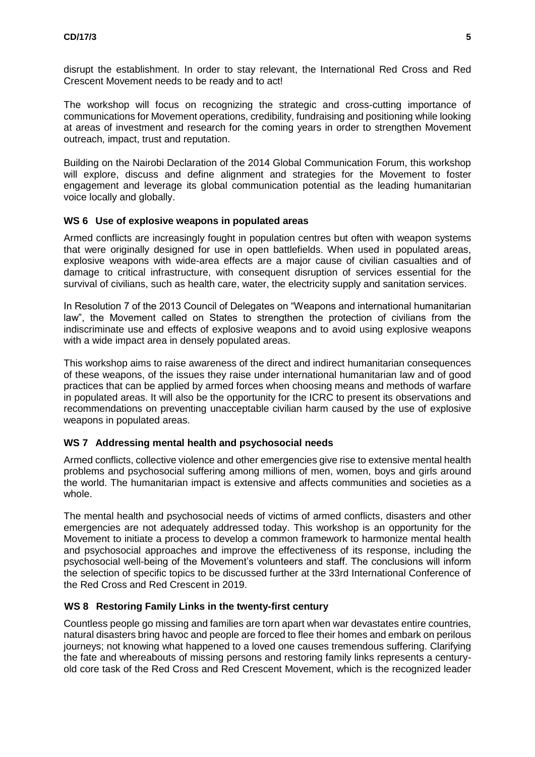disrupt the establishment. In order to stay relevant, the International Red Cross and Red Crescent Movement needs to be ready and to act!

The workshop will focus on recognizing the strategic and cross-cutting importance of communications for Movement operations, credibility, fundraising and positioning while looking at areas of investment and research for the coming years in order to strengthen Movement outreach, impact, trust and reputation.

Building on the Nairobi Declaration of the 2014 Global Communication Forum, this workshop will explore, discuss and define alignment and strategies for the Movement to foster engagement and leverage its global communication potential as the leading humanitarian voice locally and globally.

### WS 6 Use of explosive weapons in populated areas

Armed conflicts are increasingly fought in population centres but often with weapon systems that were originally designed for use in open battlefields. When used in populated areas, explosive weapons with wide-area effects are a major cause of civilian casualties and of damage to critical infrastructure, with consequent disruption of services essential for the survival of civilians, such as health care, water, the electricity supply and sanitation services.

In Resolution 7 of the 2013 Council of Delegates on "Weapons and international humanitarian law", the Movement called on States to strengthen the protection of civilians from the indiscriminate use and effects of explosive weapons and to avoid using explosive weapons with a wide impact area in densely populated areas.

This workshop aims to raise awareness of the direct and indirect humanitarian consequences of these weapons, of the issues they raise under international humanitarian law and of good practices that can be applied by armed forces when choosing means and methods of warfare in populated areas. It will also be the opportunity for the ICRC to present its observations and recommendations on preventing unacceptable civilian harm caused by the use of explosive weapons in populated areas.

### WS 7 Addressing mental health and psychosocial needs

Armed conflicts, collective violence and other emergencies give rise to extensive mental health problems and psychosocial suffering among millions of men, women, boys and girls around the world. The humanitarian impact is extensive and affects communities and societies as a whole.

The mental health and psychosocial needs of victims of armed conflicts, disasters and other emergencies are not adequately addressed today. This workshop is an opportunity for the Movement to initiate a process to develop a common framework to harmonize mental health and psychosocial approaches and improve the effectiveness of its response, including the psychosocial well-being of the Movement's volunteers and staff. The conclusions will inform the selection of specific topics to be discussed further at the 33rd International Conference of the Red Cross and Red Crescent in 2019.

### WS 8 Restoring Family Links in the twenty-first century

Countless people go missing and families are torn apart when war devastates entire countries, natural disasters bring havoc and people are forced to flee their homes and embark on perilous journeys; not knowing what happened to a loved one causes tremendous suffering. Clarifying the fate and whereabouts of missing persons and restoring family links represents a century-old core task of the Red Cross and Red Crescent Movement, which is the recognized leader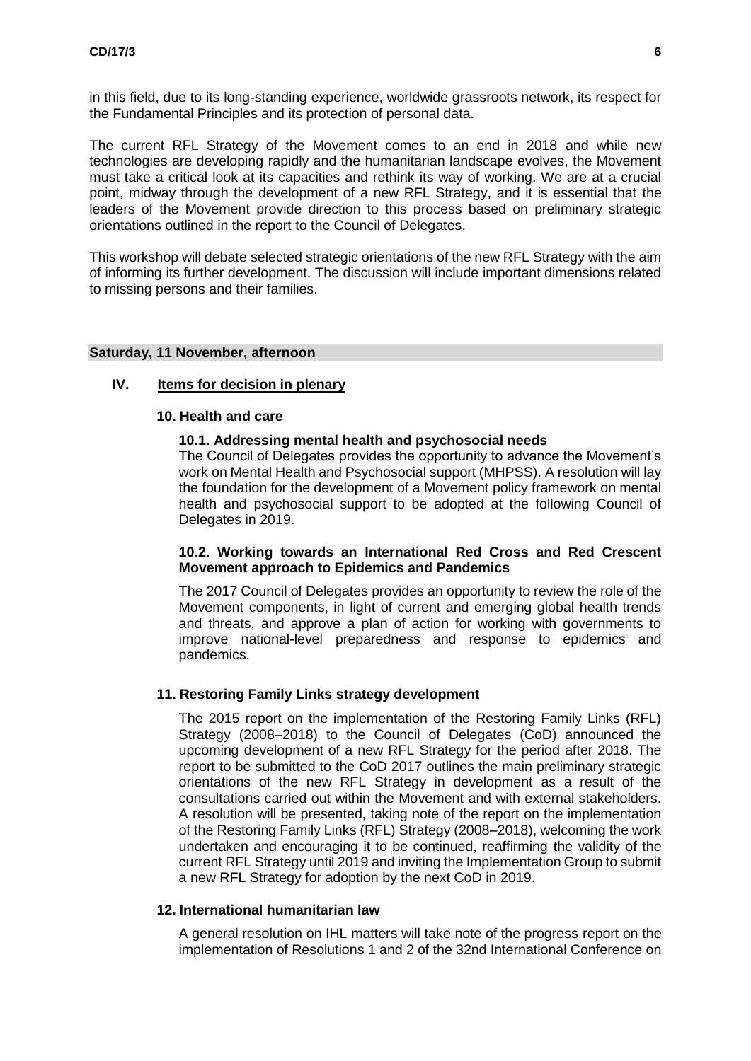in this field, due to its long-standing experience, worldwide grassroots network, its respect for the Fundamental Principles and its protection of personal data.

The current RFL Strategy of the Movement comes to an end in 2018 and while new technologies are developing rapidly and the humanitarian landscape evolves, the Movement must take a critical look at its capacities and rethink its way of working. We are at a crucial point, midway through the development of a new RFL Strategy, and it is essential that the leaders of the Movement provide direction to this process based on preliminary strategic orientations outlined in the report to the Council of Delegates.

This workshop will debate selected strategic orientations of the new RFL Strategy with the aim of informing its further development. The discussion will include important dimensions related to missing persons and their families.

**Saturday, 11 November, afternoon**

## IV. Items for decision in plenary

### 10. Health and care

#### 10.1. Addressing mental health and psychosocial needs

The Council of Delegates provides the opportunity to advance the Movement's work on Mental Health and Psychosocial support (MHPSS). A resolution will lay the foundation for the development of a Movement policy framework on mental health and psychosocial support to be adopted at the following Council of Delegates in 2019.

#### 10.2. Working towards an International Red Cross and Red Crescent Movement approach to Epidemics and Pandemics

The 2017 Council of Delegates provides an opportunity to review the role of the Movement components, in light of current and emerging global health trends and threats, and approve a plan of action for working with governments to improve national-level preparedness and response to epidemics and pandemics.

### 11. Restoring Family Links strategy development

The 2015 report on the implementation of the Restoring Family Links (RFL) Strategy (2008–2018) to the Council of Delegates (CoD) announced the upcoming development of a new RFL Strategy for the period after 2018. The report to be submitted to the CoD 2017 outlines the main preliminary strategic orientations of the new RFL Strategy in development as a result of the consultations carried out within the Movement and with external stakeholders. A resolution will be presented, taking note of the report on the implementation of the Restoring Family Links (RFL) Strategy (2008–2018), welcoming the work undertaken and encouraging it to be continued, reaffirming the validity of the current RFL Strategy until 2019 and inviting the Implementation Group to submit a new RFL Strategy for adoption by the next CoD in 2019.

### 12. International humanitarian law

A general resolution on IHL matters will take note of the progress report on the implementation of Resolutions 1 and 2 of the 32nd International Conference on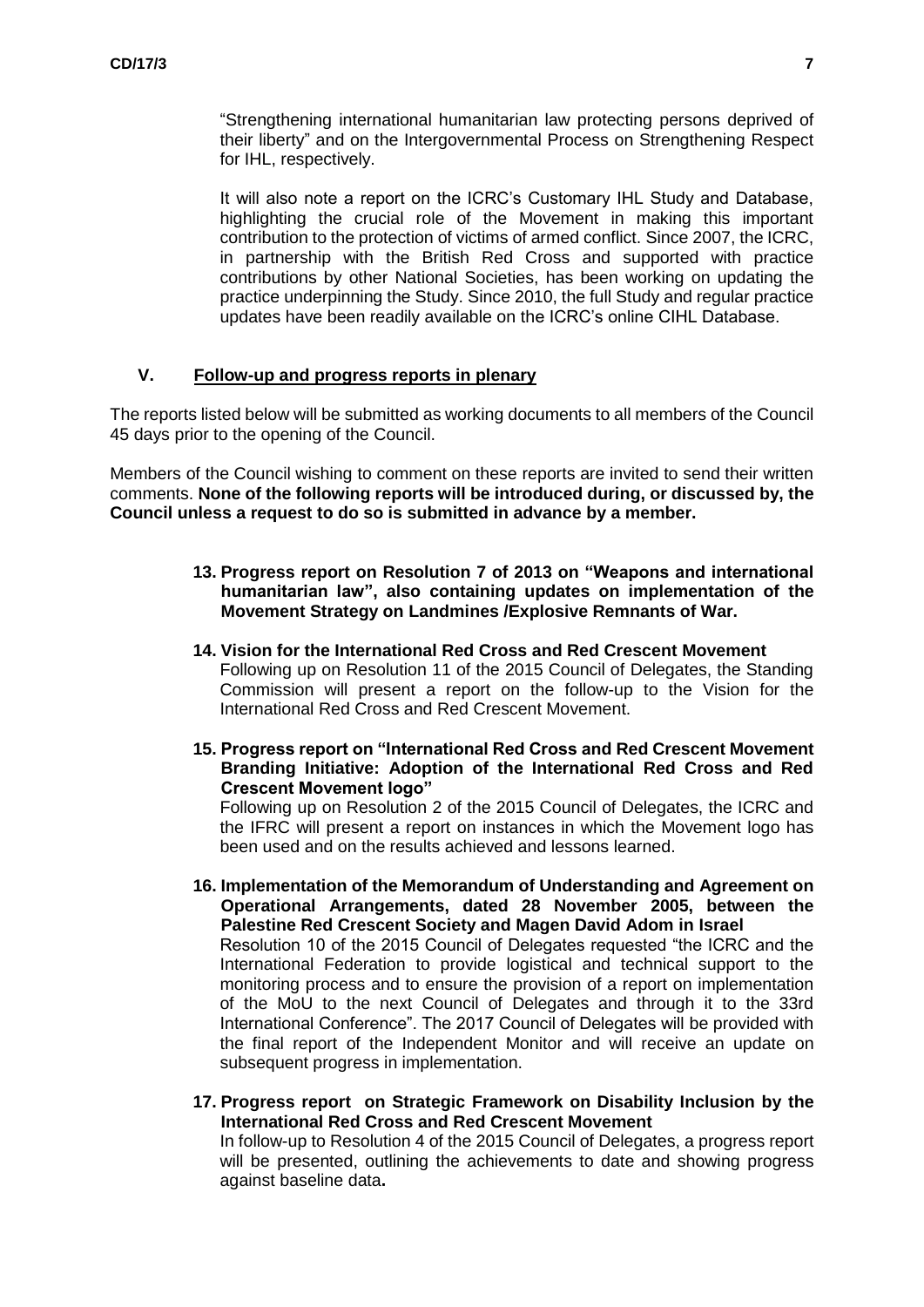"Strengthening international humanitarian law protecting persons deprived of their liberty" and on the Intergovernmental Process on Strengthening Respect for IHL, respectively.

It will also note a report on the ICRC's Customary IHL Study and Database, highlighting the crucial role of the Movement in making this important contribution to the protection of victims of armed conflict. Since 2007, the ICRC, in partnership with the British Red Cross and supported with practice contributions by other National Societies, has been working on updating the practice underpinning the Study. Since 2010, the full Study and regular practice updates have been readily available on the ICRC's online CIHL Database.

## V. Follow-up and progress reports in plenary

The reports listed below will be submitted as working documents to all members of the Council 45 days prior to the opening of the Council.

Members of the Council wishing to comment on these reports are invited to send their written comments. **None of the following reports will be introduced during, or discussed by, the Council unless a request to do so is submitted in advance by a member.**

**13. Progress report on Resolution 7 of 2013 on "Weapons and international humanitarian law", also containing updates on implementation of the Movement Strategy on Landmines /Explosive Remnants of War.**

**14. Vision for the International Red Cross and Red Crescent Movement**
Following up on Resolution 11 of the 2015 Council of Delegates, the Standing Commission will present a report on the follow-up to the Vision for the International Red Cross and Red Crescent Movement.

**15. Progress report on "International Red Cross and Red Crescent Movement Branding Initiative: Adoption of the International Red Cross and Red Crescent Movement logo"**
Following up on Resolution 2 of the 2015 Council of Delegates, the ICRC and the IFRC will present a report on instances in which the Movement logo has been used and on the results achieved and lessons learned.

**16. Implementation of the Memorandum of Understanding and Agreement on Operational Arrangements, dated 28 November 2005, between the Palestine Red Crescent Society and Magen David Adom in Israel**
Resolution 10 of the 2015 Council of Delegates requested "the ICRC and the International Federation to provide logistical and technical support to the monitoring process and to ensure the provision of a report on implementation of the MoU to the next Council of Delegates and through it to the 33rd International Conference". The 2017 Council of Delegates will be provided with the final report of the Independent Monitor and will receive an update on subsequent progress in implementation.

**17. Progress report on Strategic Framework on Disability Inclusion by the International Red Cross and Red Crescent Movement**
In follow-up to Resolution 4 of the 2015 Council of Delegates, a progress report will be presented, outlining the achievements to date and showing progress against baseline data**.**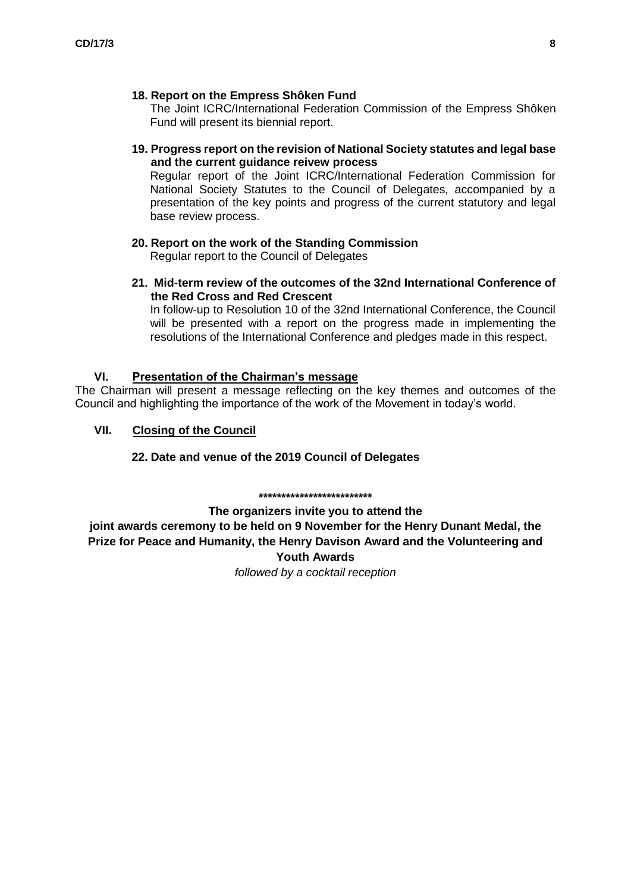**18. Report on the Empress Shôken Fund**

The Joint ICRC/International Federation Commission of the Empress Shôken Fund will present its biennial report.

**19. Progress report on the revision of National Society statutes and legal base and the current guidance reivew process**

Regular report of the Joint ICRC/International Federation Commission for National Society Statutes to the Council of Delegates, accompanied by a presentation of the key points and progress of the current statutory and legal base review process.

**20. Report on the work of the Standing Commission**

Regular report to the Council of Delegates

**21. Mid-term review of the outcomes of the 32nd International Conference of the Red Cross and Red Crescent**

In follow-up to Resolution 10 of the 32nd International Conference, the Council will be presented with a report on the progress made in implementing the resolutions of the International Conference and pledges made in this respect.

## VI. Presentation of the Chairman's message

The Chairman will present a message reflecting on the key themes and outcomes of the Council and highlighting the importance of the work of the Movement in today's world.

## VII. Closing of the Council

**22. Date and venue of the 2019 Council of Delegates**

*************************

**The organizers invite you to attend the joint awards ceremony to be held on 9 November for the Henry Dunant Medal, the Prize for Peace and Humanity, the Henry Davison Award and the Volunteering and Youth Awards**

*followed by a cocktail reception*